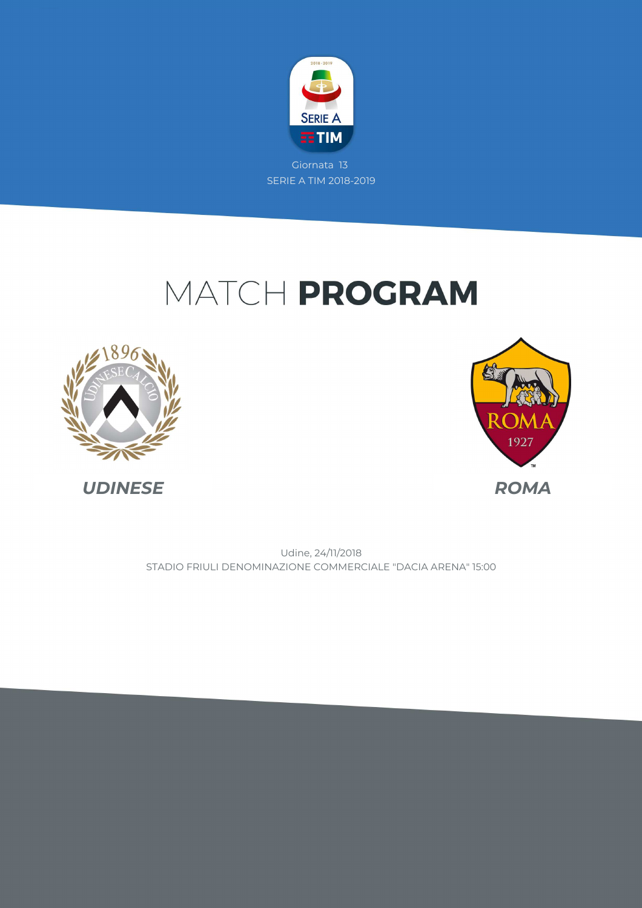Giornata 13

SERIE A TIM 2018-2019

# MATCH **PROGRAM**

**_UDINESE_**

**_ROMA_**

Udine, 24/11/2018

STADIO FRIULI DENOMINAZIONE COMMERCIALE "DACIA ARENA" 15:00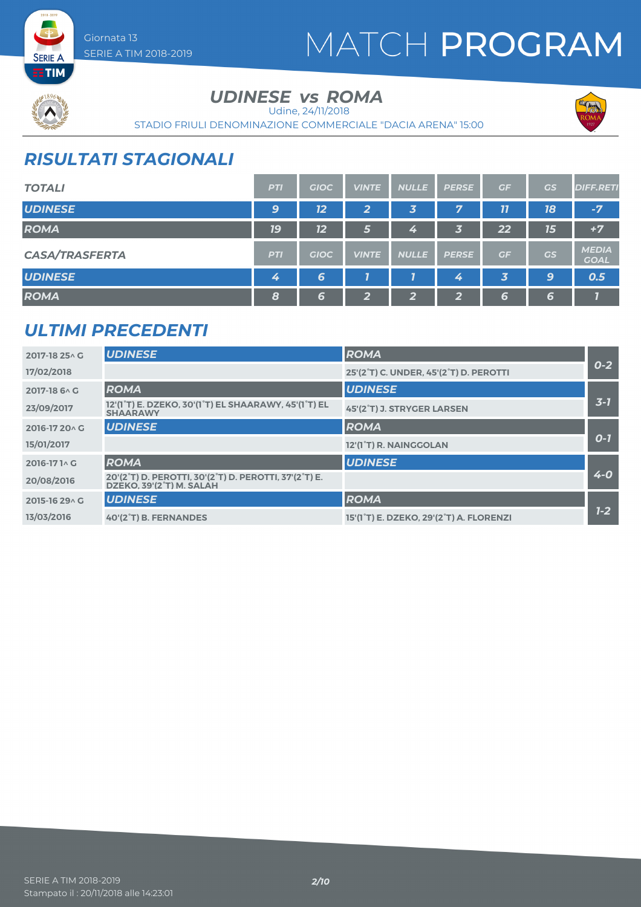# MATCH PROGRAM

Giornata 13
SERIE A TIM 2018-2019

## UDINESE vs ROMA

Udine, 24/11/2018

STADIO FRIULI DENOMINAZIONE COMMERCIALE "DACIA ARENA" 15:00

## RISULTATI STAGIONALI

| TOTALI | PTI | GIOC | VINTE | NULLE | PERSE | GF | GS | DIFF.RETI |
|---|---|---|---|---|---|---|---|---|
| UDINESE | 9 | 12 | 2 | 3 | 7 | 11 | 18 | -7 |
| ROMA | 19 | 12 | 5 | 4 | 3 | 22 | 15 | +7 |

| CASA/TRASFERTA | PTI | GIOC | VINTE | NULLE | PERSE | GF | GS | MEDIA GOAL |
|---|---|---|---|---|---|---|---|---|
| UDINESE | 4 | 6 | 1 | 1 | 4 | 3 | 9 | 0.5 |
| ROMA | 8 | 6 | 2 | 2 | 2 | 6 | 6 | 1 |

## ULTIMI PRECEDENTI

| Giornata / Data | Casa | Trasferta | Risultato |
|---|---|---|---|
| 2017-18 25^ G<br>17/02/2018 | UDINESE | ROMA<br>25'(2°T) C. UNDER, 45'(2°T) D. PEROTTI | 0-2 |
| 2017-18 6^ G<br>23/09/2017 | ROMA<br>12'(1°T) E. DZEKO, 30'(1°T) EL SHAARAWY, 45'(1°T) EL SHAARAWY | UDINESE<br>45'(2°T) J. STRYGER LARSEN | 3-1 |
| 2016-17 20^ G<br>15/01/2017 | UDINESE | ROMA<br>12'(1°T) R. NAINGGOLAN | 0-1 |
| 2016-17 1^ G<br>20/08/2016 | ROMA<br>20'(2°T) D. PEROTTI, 30'(2°T) D. PEROTTI, 37'(2°T) E. DZEKO, 39'(2°T) M. SALAH | UDINESE | 4-0 |
| 2015-16 29^ G<br>13/03/2016 | UDINESE<br>40'(2°T) B. FERNANDES | ROMA<br>15'(1°T) E. DZEKO, 29'(2°T) A. FLORENZI | 1-2 |

SERIE A TIM 2018-2019
Stampato il : 20/11/2018 alle 14:23:01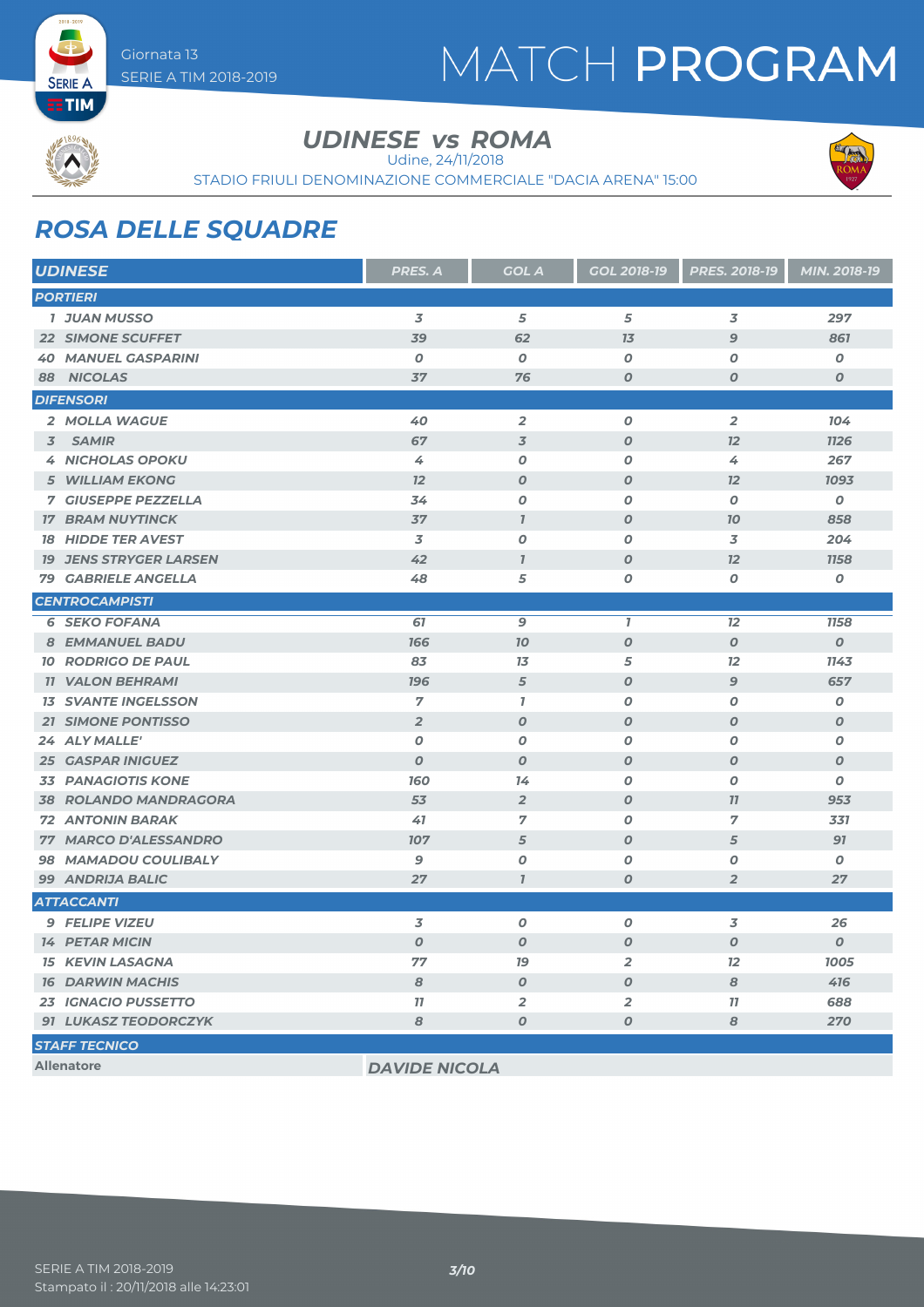Giornata 13
SERIE A TIM 2018-2019

# MATCH PROGRAM

## UDINESE vs ROMA

Udine, 24/11/2018

STADIO FRIULI DENOMINAZIONE COMMERCIALE "DACIA ARENA" 15:00

## ROSA DELLE SQUADRE

| UDINESE | PRES. A | GOL A | GOL 2018-19 | PRES. 2018-19 | MIN. 2018-19 |
|---|---|---|---|---|---|
| **PORTIERI** | | | | | |
| 1 JUAN MUSSO | 3 | 5 | 5 | 3 | 297 |
| 22 SIMONE SCUFFET | 39 | 62 | 13 | 9 | 861 |
| 40 MANUEL GASPARINI | 0 | 0 | 0 | 0 | 0 |
| 88 NICOLAS | 37 | 76 | 0 | 0 | 0 |
| **DIFENSORI** | | | | | |
| 2 MOLLA WAGUE | 40 | 2 | 0 | 2 | 104 |
| 3 SAMIR | 67 | 3 | 0 | 12 | 1126 |
| 4 NICHOLAS OPOKU | 4 | 0 | 0 | 4 | 267 |
| 5 WILLIAM EKONG | 12 | 0 | 0 | 12 | 1093 |
| 7 GIUSEPPE PEZZELLA | 34 | 0 | 0 | 0 | 0 |
| 17 BRAM NUYTINCK | 37 | 1 | 0 | 10 | 858 |
| 18 HIDDE TER AVEST | 3 | 0 | 0 | 3 | 204 |
| 19 JENS STRYGER LARSEN | 42 | 1 | 0 | 12 | 1158 |
| 79 GABRIELE ANGELLA | 48 | 5 | 0 | 0 | 0 |
| **CENTROCAMPISTI** | | | | | |
| 6 SEKO FOFANA | 61 | 9 | 1 | 12 | 1158 |
| 8 EMMANUEL BADU | 166 | 10 | 0 | 0 | 0 |
| 10 RODRIGO DE PAUL | 83 | 13 | 5 | 12 | 1143 |
| 11 VALON BEHRAMI | 196 | 5 | 0 | 9 | 657 |
| 13 SVANTE INGELSSON | 7 | 1 | 0 | 0 | 0 |
| 21 SIMONE PONTISSO | 2 | 0 | 0 | 0 | 0 |
| 24 ALY MALLE' | 0 | 0 | 0 | 0 | 0 |
| 25 GASPAR INIGUEZ | 0 | 0 | 0 | 0 | 0 |
| 33 PANAGIOTIS KONE | 160 | 14 | 0 | 0 | 0 |
| 38 ROLANDO MANDRAGORA | 53 | 2 | 0 | 11 | 953 |
| 72 ANTONIN BARAK | 41 | 7 | 0 | 7 | 331 |
| 77 MARCO D'ALESSANDRO | 107 | 5 | 0 | 5 | 91 |
| 98 MAMADOU COULIBALY | 9 | 0 | 0 | 0 | 0 |
| 99 ANDRIJA BALIC | 27 | 1 | 0 | 2 | 27 |
| **ATTACCANTI** | | | | | |
| 9 FELIPE VIZEU | 3 | 0 | 0 | 3 | 26 |
| 14 PETAR MICIN | 0 | 0 | 0 | 0 | 0 |
| 15 KEVIN LASAGNA | 77 | 19 | 2 | 12 | 1005 |
| 16 DARWIN MACHIS | 8 | 0 | 0 | 8 | 416 |
| 23 IGNACIO PUSSETTO | 11 | 2 | 2 | 11 | 688 |
| 91 LUKASZ TEODORCZYK | 8 | 0 | 0 | 8 | 270 |
| **STAFF TECNICO** | | | | | |
| Allenatore | DAVIDE NICOLA | | | | |

SERIE A TIM 2018-2019
Stampato il : 20/11/2018 alle 14:23:01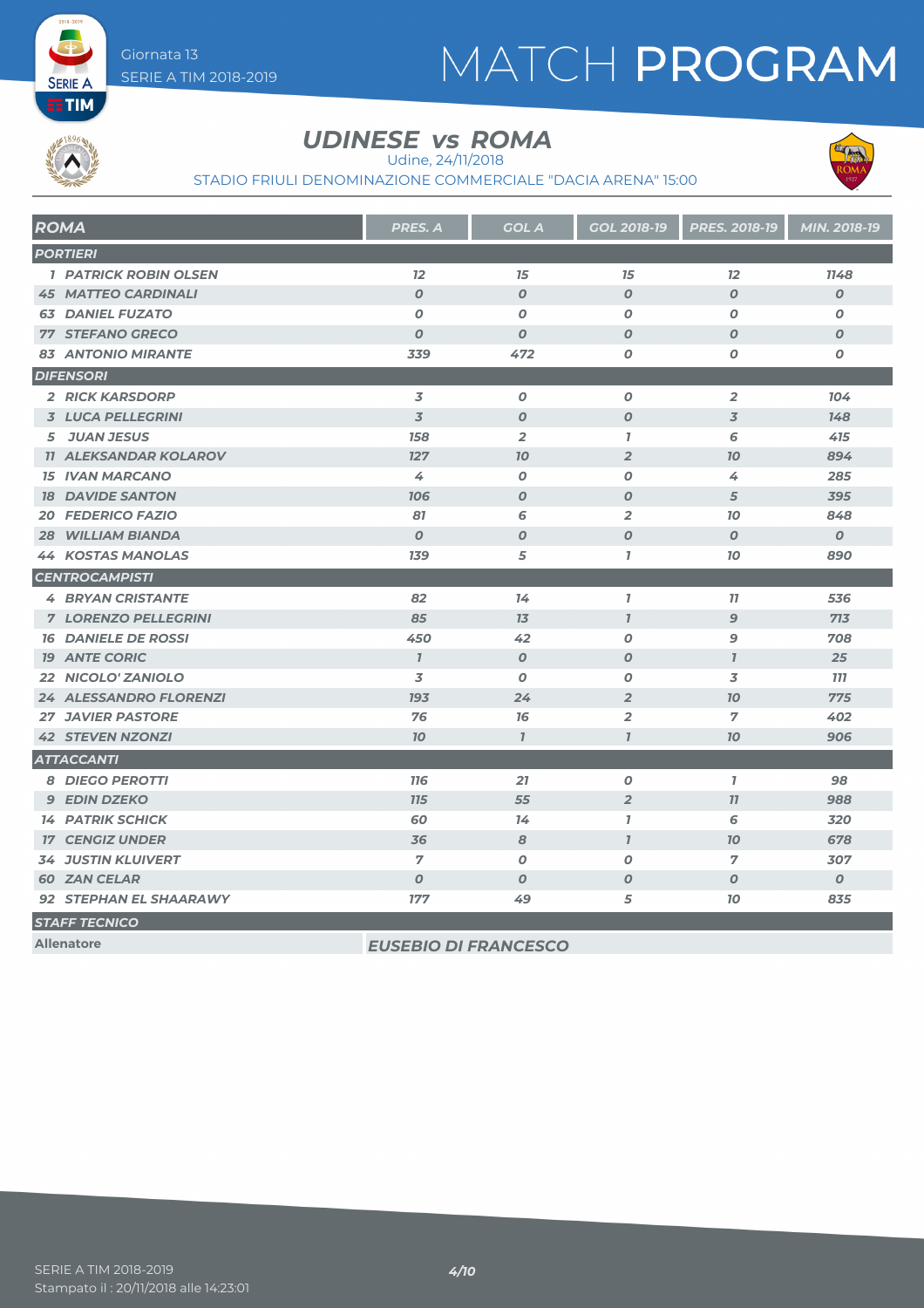# MATCH PROGRAM

Giornata 13
SERIE A TIM 2018-2019

## UDINESE vs ROMA

Udine, 24/11/2018

STADIO FRIULI DENOMINAZIONE COMMERCIALE "DACIA ARENA" 15:00

| ROMA | PRES. A | GOL A | GOL 2018-19 | PRES. 2018-19 | MIN. 2018-19 |
|---|---|---|---|---|---|
| **PORTIERI** | | | | | |
| 1 PATRICK ROBIN OLSEN | 12 | 15 | 15 | 12 | 1148 |
| 45 MATTEO CARDINALI | 0 | 0 | 0 | 0 | 0 |
| 63 DANIEL FUZATO | 0 | 0 | 0 | 0 | 0 |
| 77 STEFANO GRECO | 0 | 0 | 0 | 0 | 0 |
| 83 ANTONIO MIRANTE | 339 | 472 | 0 | 0 | 0 |
| **DIFENSORI** | | | | | |
| 2 RICK KARSDORP | 3 | 0 | 0 | 2 | 104 |
| 3 LUCA PELLEGRINI | 3 | 0 | 0 | 3 | 148 |
| 5 JUAN JESUS | 158 | 2 | 1 | 6 | 415 |
| 11 ALEKSANDAR KOLAROV | 127 | 10 | 2 | 10 | 894 |
| 15 IVAN MARCANO | 4 | 0 | 0 | 4 | 285 |
| 18 DAVIDE SANTON | 106 | 0 | 0 | 5 | 395 |
| 20 FEDERICO FAZIO | 81 | 6 | 2 | 10 | 848 |
| 28 WILLIAM BIANDA | 0 | 0 | 0 | 0 | 0 |
| 44 KOSTAS MANOLAS | 139 | 5 | 1 | 10 | 890 |
| **CENTROCAMPISTI** | | | | | |
| 4 BRYAN CRISTANTE | 82 | 14 | 1 | 11 | 536 |
| 7 LORENZO PELLEGRINI | 85 | 13 | 1 | 9 | 713 |
| 16 DANIELE DE ROSSI | 450 | 42 | 0 | 9 | 708 |
| 19 ANTE CORIC | 1 | 0 | 0 | 1 | 25 |
| 22 NICOLO' ZANIOLO | 3 | 0 | 0 | 3 | 111 |
| 24 ALESSANDRO FLORENZI | 193 | 24 | 2 | 10 | 775 |
| 27 JAVIER PASTORE | 76 | 16 | 2 | 7 | 402 |
| 42 STEVEN NZONZI | 10 | 1 | 1 | 10 | 906 |
| **ATTACCANTI** | | | | | |
| 8 DIEGO PEROTTI | 116 | 21 | 0 | 1 | 98 |
| 9 EDIN DZEKO | 115 | 55 | 2 | 11 | 988 |
| 14 PATRIK SCHICK | 60 | 14 | 1 | 6 | 320 |
| 17 CENGIZ UNDER | 36 | 8 | 1 | 10 | 678 |
| 34 JUSTIN KLUIVERT | 7 | 0 | 0 | 7 | 307 |
| 60 ZAN CELAR | 0 | 0 | 0 | 0 | 0 |
| 92 STEPHAN EL SHAARAWY | 177 | 49 | 5 | 10 | 835 |
| **STAFF TECNICO** | | | | | |
| Allenatore | EUSEBIO DI FRANCESCO | | | | |

SERIE A TIM 2018-2019
Stampato il : 20/11/2018 alle 14:23:01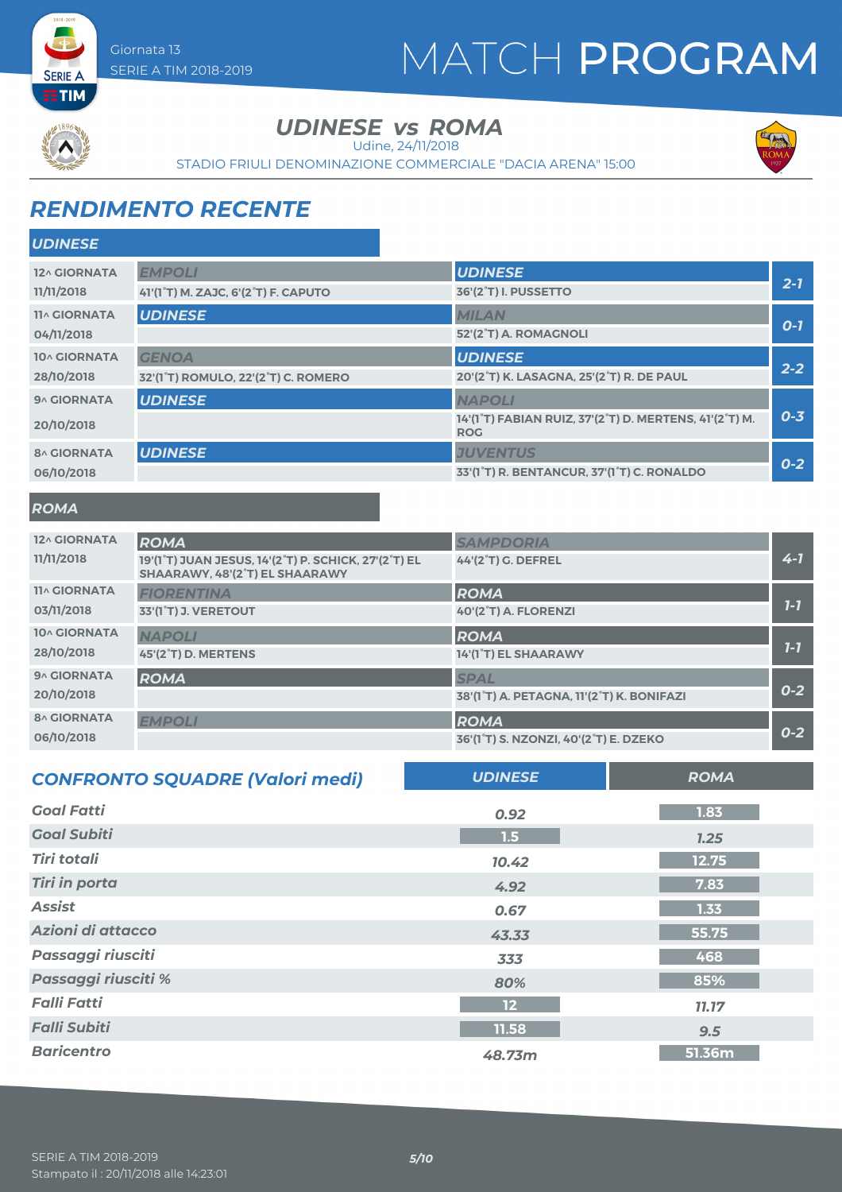# MATCH PROGRAM

Giornata 13
SERIE A TIM 2018-2019

## UDINESE vs ROMA

Udine, 24/11/2018

STADIO FRIULI DENOMINAZIONE COMMERCIALE "DACIA ARENA" 15:00

## RENDIMENTO RECENTE

### UDINESE

| Giornata | Casa | Ospite | Risultato |
|---|---|---|---|
| 12^ GIORNATA 11/11/2018 | EMPOLI<br>41'(1°T) M. ZAJC, 6'(2°T) F. CAPUTO | UDINESE<br>36'(2°T) I. PUSSETTO | 2-1 |
| 11^ GIORNATA 04/11/2018 | UDINESE | MILAN<br>52'(2°T) A. ROMAGNOLI | 0-1 |
| 10^ GIORNATA 28/10/2018 | GENOA<br>32'(1°T) ROMULO, 22'(2°T) C. ROMERO | UDINESE<br>20'(2°T) K. LASAGNA, 25'(2°T) R. DE PAUL | 2-2 |
| 9^ GIORNATA 20/10/2018 | UDINESE | NAPOLI<br>14'(1°T) FABIAN RUIZ, 37'(2°T) D. MERTENS, 41'(2°T) M. ROG | 0-3 |
| 8^ GIORNATA 06/10/2018 | UDINESE | JUVENTUS<br>33'(1°T) R. BENTANCUR, 37'(1°T) C. RONALDO | 0-2 |

### ROMA

| Giornata | Casa | Ospite | Risultato |
|---|---|---|---|
| 12^ GIORNATA 11/11/2018 | ROMA<br>19'(1°T) JUAN JESUS, 14'(2°T) P. SCHICK, 27'(2°T) EL SHAARAWY, 48'(2°T) EL SHAARAWY | SAMPDORIA<br>44'(2°T) G. DEFREL | 4-1 |
| 11^ GIORNATA 03/11/2018 | FIORENTINA<br>33'(1°T) J. VERETOUT | ROMA<br>40'(2°T) A. FLORENZI | 1-1 |
| 10^ GIORNATA 28/10/2018 | NAPOLI<br>45'(2°T) D. MERTENS | ROMA<br>14'(1°T) EL SHAARAWY | 1-1 |
| 9^ GIORNATA 20/10/2018 | ROMA | SPAL<br>38'(1°T) A. PETAGNA, 11'(2°T) K. BONIFAZI | 0-2 |
| 8^ GIORNATA 06/10/2018 | EMPOLI | ROMA<br>36'(1°T) S. NZONZI, 40'(2°T) E. DZEKO | 0-2 |

## CONFRONTO SQUADRE (Valori medi)

| | UDINESE | ROMA |
|---|---|---|
| Goal Fatti | 0.92 | 1.83 |
| Goal Subiti | 1.5 | 1.25 |
| Tiri totali | 10.42 | 12.75 |
| Tiri in porta | 4.92 | 7.83 |
| Assist | 0.67 | 1.33 |
| Azioni di attacco | 43.33 | 55.75 |
| Passaggi riusciti | 333 | 468 |
| Passaggi riusciti % | 80% | 85% |
| Falli Fatti | 12 | 11.17 |
| Falli Subiti | 11.58 | 9.5 |
| Baricentro | 48.73m | 51.36m |

SERIE A TIM 2018-2019
Stampato il : 20/11/2018 alle 14:23:01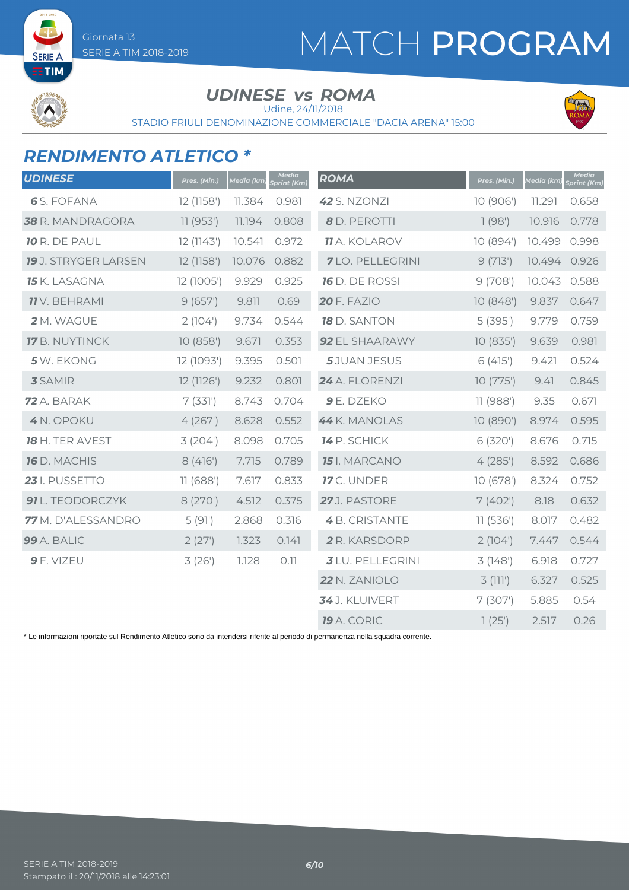# MATCH PROGRAM

Giornata 13
SERIE A TIM 2018-2019

## UDINESE vs ROMA

Udine, 24/11/2018
STADIO FRIULI DENOMINAZIONE COMMERCIALE "DACIA ARENA" 15:00

## RENDIMENTO ATLETICO *

| UDINESE | Pres. (Min.) | Media (km) | Media Sprint (Km) |
|---|---|---|---|
| **6** S. FOFANA | 12 (1158') | 11.384 | 0.981 |
| **38** R. MANDRAGORA | 11 (953') | 11.194 | 0.808 |
| **10** R. DE PAUL | 12 (1143') | 10.541 | 0.972 |
| **19** J. STRYGER LARSEN | 12 (1158') | 10.076 | 0.882 |
| **15** K. LASAGNA | 12 (1005') | 9.929 | 0.925 |
| **11** V. BEHRAMI | 9 (657') | 9.811 | 0.69 |
| **2** M. WAGUE | 2 (104') | 9.734 | 0.544 |
| **17** B. NUYTINCK | 10 (858') | 9.671 | 0.353 |
| **5** W. EKONG | 12 (1093') | 9.395 | 0.501 |
| **3** SAMIR | 12 (1126') | 9.232 | 0.801 |
| **72** A. BARAK | 7 (331') | 8.743 | 0.704 |
| **4** N. OPOKU | 4 (267') | 8.628 | 0.552 |
| **18** H. TER AVEST | 3 (204') | 8.098 | 0.705 |
| **16** D. MACHIS | 8 (416') | 7.715 | 0.789 |
| **23** I. PUSSETTO | 11 (688') | 7.617 | 0.833 |
| **91** L. TEODORCZYK | 8 (270') | 4.512 | 0.375 |
| **77** M. D'ALESSANDRO | 5 (91') | 2.868 | 0.316 |
| **99** A. BALIC | 2 (27') | 1.323 | 0.141 |
| **9** F. VIZEU | 3 (26') | 1.128 | 0.11 |

| ROMA | Pres. (Min.) | Media (km) | Media Sprint (Km) |
|---|---|---|---|
| **42** S. NZONZI | 10 (906') | 11.291 | 0.658 |
| **8** D. PEROTTI | 1 (98') | 10.916 | 0.778 |
| **11** A. KOLAROV | 10 (894') | 10.499 | 0.998 |
| **7** LO. PELLEGRINI | 9 (713') | 10.494 | 0.926 |
| **16** D. DE ROSSI | 9 (708') | 10.043 | 0.588 |
| **20** F. FAZIO | 10 (848') | 9.837 | 0.647 |
| **18** D. SANTON | 5 (395') | 9.779 | 0.759 |
| **92** EL SHAARAWY | 10 (835') | 9.639 | 0.981 |
| **5** JUAN JESUS | 6 (415') | 9.421 | 0.524 |
| **24** A. FLORENZI | 10 (775') | 9.41 | 0.845 |
| **9** E. DZEKO | 11 (988') | 9.35 | 0.671 |
| **44** K. MANOLAS | 10 (890') | 8.974 | 0.595 |
| **14** P. SCHICK | 6 (320') | 8.676 | 0.715 |
| **15** I. MARCANO | 4 (285') | 8.592 | 0.686 |
| **17** C. UNDER | 10 (678') | 8.324 | 0.752 |
| **27** J. PASTORE | 7 (402') | 8.18 | 0.632 |
| **4** B. CRISTANTE | 11 (536') | 8.017 | 0.482 |
| **2** R. KARSDORP | 2 (104') | 7.447 | 0.544 |
| **3** LU. PELLEGRINI | 3 (148') | 6.918 | 0.727 |
| **22** N. ZANIOLO | 3 (111') | 6.327 | 0.525 |
| **34** J. KLUIVERT | 7 (307') | 5.885 | 0.54 |
| **19** A. CORIC | 1 (25') | 2.517 | 0.26 |

\* Le informazioni riportate sul Rendimento Atletico sono da intendersi riferite al periodo di permanenza nella squadra corrente.

SERIE A TIM 2018-2019
Stampato il : 20/11/2018 alle 14:23:01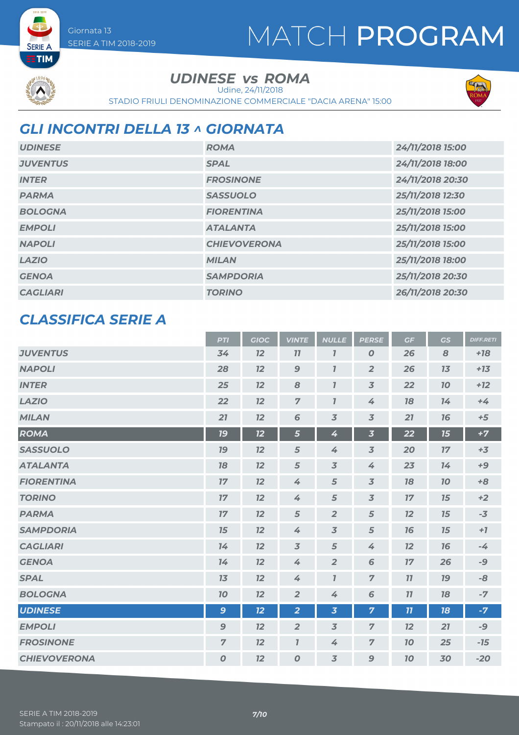# MATCH PROGRAM

Giornata 13
SERIE A TIM 2018-2019

## UDINESE vs ROMA

Udine, 24/11/2018
STADIO FRIULI DENOMINAZIONE COMMERCIALE "DACIA ARENA" 15:00

## GLI INCONTRI DELLA 13 ^ GIORNATA

| | | |
|---|---|---|
| UDINESE | ROMA | 24/11/2018 15:00 |
| JUVENTUS | SPAL | 24/11/2018 18:00 |
| INTER | FROSINONE | 24/11/2018 20:30 |
| PARMA | SASSUOLO | 25/11/2018 12:30 |
| BOLOGNA | FIORENTINA | 25/11/2018 15:00 |
| EMPOLI | ATALANTA | 25/11/2018 15:00 |
| NAPOLI | CHIEVOVERONA | 25/11/2018 15:00 |
| LAZIO | MILAN | 25/11/2018 18:00 |
| GENOA | SAMPDORIA | 25/11/2018 20:30 |
| CAGLIARI | TORINO | 26/11/2018 20:30 |

## CLASSIFICA SERIE A

| | PTI | GIOC | VINTE | NULLE | PERSE | GF | GS | DIFF.RETI |
|---|---|---|---|---|---|---|---|---|
| JUVENTUS | 34 | 12 | 11 | 1 | 0 | 26 | 8 | +18 |
| NAPOLI | 28 | 12 | 9 | 1 | 2 | 26 | 13 | +13 |
| INTER | 25 | 12 | 8 | 1 | 3 | 22 | 10 | +12 |
| LAZIO | 22 | 12 | 7 | 1 | 4 | 18 | 14 | +4 |
| MILAN | 21 | 12 | 6 | 3 | 3 | 21 | 16 | +5 |
| ROMA | 19 | 12 | 5 | 4 | 3 | 22 | 15 | +7 |
| SASSUOLO | 19 | 12 | 5 | 4 | 3 | 20 | 17 | +3 |
| ATALANTA | 18 | 12 | 5 | 3 | 4 | 23 | 14 | +9 |
| FIORENTINA | 17 | 12 | 4 | 5 | 3 | 18 | 10 | +8 |
| TORINO | 17 | 12 | 4 | 5 | 3 | 17 | 15 | +2 |
| PARMA | 17 | 12 | 5 | 2 | 5 | 12 | 15 | -3 |
| SAMPDORIA | 15 | 12 | 4 | 3 | 5 | 16 | 15 | +1 |
| CAGLIARI | 14 | 12 | 3 | 5 | 4 | 12 | 16 | -4 |
| GENOA | 14 | 12 | 4 | 2 | 6 | 17 | 26 | -9 |
| SPAL | 13 | 12 | 4 | 1 | 7 | 11 | 19 | -8 |
| BOLOGNA | 10 | 12 | 2 | 4 | 6 | 11 | 18 | -7 |
| UDINESE | 9 | 12 | 2 | 3 | 7 | 11 | 18 | -7 |
| EMPOLI | 9 | 12 | 2 | 3 | 7 | 12 | 21 | -9 |
| FROSINONE | 7 | 12 | 1 | 4 | 7 | 10 | 25 | -15 |
| CHIEVOVERONA | 0 | 12 | 0 | 3 | 9 | 10 | 30 | -20 |

SERIE A TIM 2018-2019
Stampato il : 20/11/2018 alle 14:23:01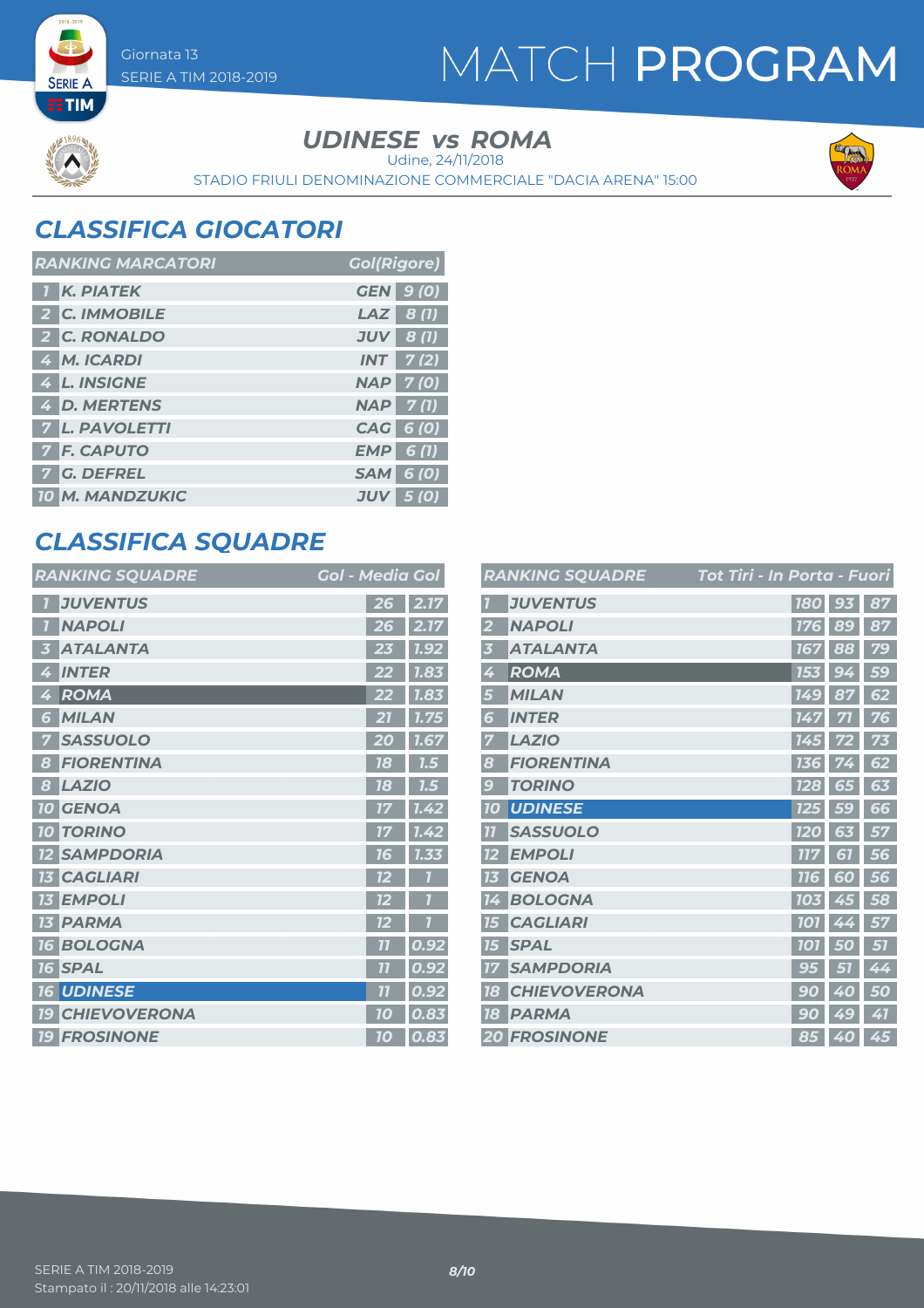# MATCH PROGRAM

Giornata 13
SERIE A TIM 2018-2019

## UDINESE vs ROMA

Udine, 24/11/2018
STADIO FRIULI DENOMINAZIONE COMMERCIALE "DACIA ARENA" 15:00

## CLASSIFICA GIOCATORI

| RANKING MARCATORI | | | Gol(Rigore) |
|---|---|---|---|
| 1 | K. PIATEK | GEN | 9 (0) |
| 2 | C. IMMOBILE | LAZ | 8 (1) |
| 2 | C. RONALDO | JUV | 8 (1) |
| 4 | M. ICARDI | INT | 7 (2) |
| 4 | L. INSIGNE | NAP | 7 (0) |
| 4 | D. MERTENS | NAP | 7 (1) |
| 7 | L. PAVOLETTI | CAG | 6 (0) |
| 7 | F. CAPUTO | EMP | 6 (1) |
| 7 | G. DEFREL | SAM | 6 (0) |
| 10 | M. MANDZUKIC | JUV | 5 (0) |

## CLASSIFICA SQUADRE

| RANKING SQUADRE | | Gol | Media Gol |
|---|---|---|---|
| 1 | JUVENTUS | 26 | 2.17 |
| 1 | NAPOLI | 26 | 2.17 |
| 3 | ATALANTA | 23 | 1.92 |
| 4 | INTER | 22 | 1.83 |
| 4 | ROMA | 22 | 1.83 |
| 6 | MILAN | 21 | 1.75 |
| 7 | SASSUOLO | 20 | 1.67 |
| 8 | FIORENTINA | 18 | 1.5 |
| 8 | LAZIO | 18 | 1.5 |
| 10 | GENOA | 17 | 1.42 |
| 10 | TORINO | 17 | 1.42 |
| 12 | SAMPDORIA | 16 | 1.33 |
| 13 | CAGLIARI | 12 | 1 |
| 13 | EMPOLI | 12 | 1 |
| 13 | PARMA | 12 | 1 |
| 16 | BOLOGNA | 11 | 0.92 |
| 16 | SPAL | 11 | 0.92 |
| 16 | UDINESE | 11 | 0.92 |
| 19 | CHIEVOVERONA | 10 | 0.83 |
| 19 | FROSINONE | 10 | 0.83 |

| RANKING SQUADRE | | Tot Tiri | In Porta | Fuori |
|---|---|---|---|---|
| 1 | JUVENTUS | 180 | 93 | 87 |
| 2 | NAPOLI | 176 | 89 | 87 |
| 3 | ATALANTA | 167 | 88 | 79 |
| 4 | ROMA | 153 | 94 | 59 |
| 5 | MILAN | 149 | 87 | 62 |
| 6 | INTER | 147 | 71 | 76 |
| 7 | LAZIO | 145 | 72 | 73 |
| 8 | FIORENTINA | 136 | 74 | 62 |
| 9 | TORINO | 128 | 65 | 63 |
| 10 | UDINESE | 125 | 59 | 66 |
| 11 | SASSUOLO | 120 | 63 | 57 |
| 12 | EMPOLI | 117 | 61 | 56 |
| 13 | GENOA | 116 | 60 | 56 |
| 14 | BOLOGNA | 103 | 45 | 58 |
| 15 | CAGLIARI | 101 | 44 | 57 |
| 15 | SPAL | 101 | 50 | 51 |
| 17 | SAMPDORIA | 95 | 51 | 44 |
| 18 | CHIEVOVERONA | 90 | 40 | 50 |
| 18 | PARMA | 90 | 49 | 41 |
| 20 | FROSINONE | 85 | 40 | 45 |

SERIE A TIM 2018-2019
Stampato il : 20/11/2018 alle 14:23:01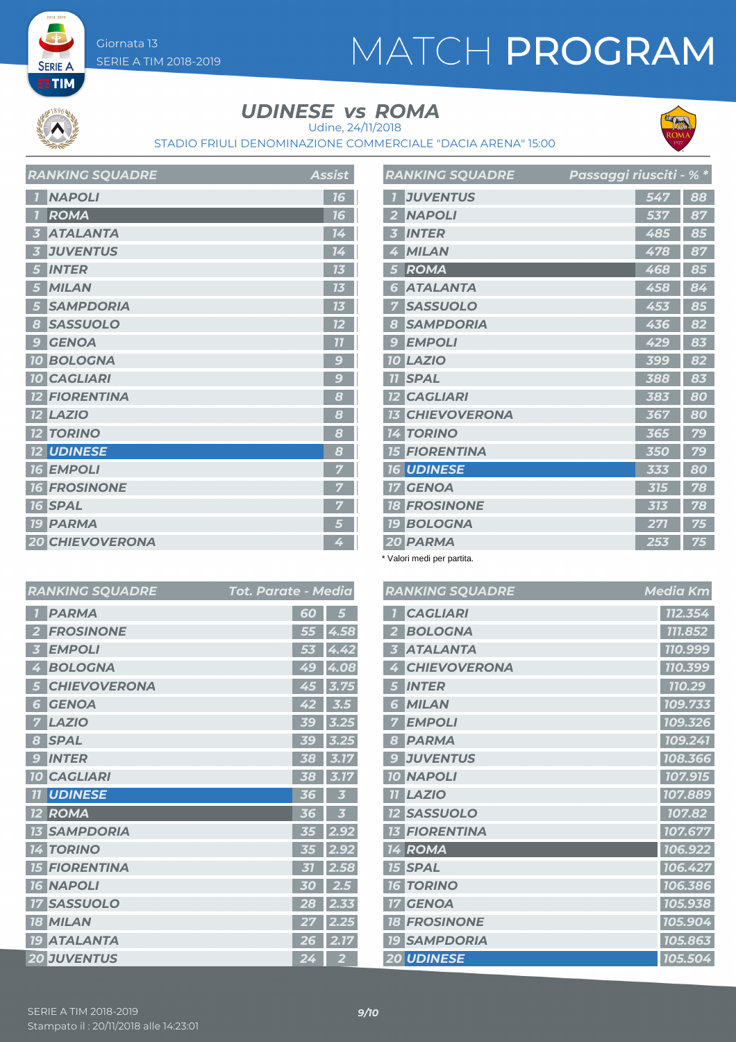# MATCH PROGRAM

Giornata 13
SERIE A TIM 2018-2019

## UDINESE vs ROMA

Udine, 24/11/2018

STADIO FRIULI DENOMINAZIONE COMMERCIALE "DACIA ARENA" 15:00

| RANKING SQUADRE | | Assist |
|---|---|---|
| 1 | NAPOLI | 16 |
| 1 | ROMA | 16 |
| 3 | ATALANTA | 14 |
| 3 | JUVENTUS | 14 |
| 5 | INTER | 13 |
| 5 | MILAN | 13 |
| 5 | SAMPDORIA | 13 |
| 8 | SASSUOLO | 12 |
| 9 | GENOA | 11 |
| 10 | BOLOGNA | 9 |
| 10 | CAGLIARI | 9 |
| 12 | FIORENTINA | 8 |
| 12 | LAZIO | 8 |
| 12 | TORINO | 8 |
| 12 | UDINESE | 8 |
| 16 | EMPOLI | 7 |
| 16 | FROSINONE | 7 |
| 16 | SPAL | 7 |
| 19 | PARMA | 5 |
| 20 | CHIEVOVERONA | 4 |

| RANKING SQUADRE | | Passaggi riusciti | % * |
|---|---|---|---|
| 1 | JUVENTUS | 547 | 88 |
| 2 | NAPOLI | 537 | 87 |
| 3 | INTER | 485 | 85 |
| 4 | MILAN | 478 | 87 |
| 5 | ROMA | 468 | 85 |
| 6 | ATALANTA | 458 | 84 |
| 7 | SASSUOLO | 453 | 85 |
| 8 | SAMPDORIA | 436 | 82 |
| 9 | EMPOLI | 429 | 83 |
| 10 | LAZIO | 399 | 82 |
| 11 | SPAL | 388 | 83 |
| 12 | CAGLIARI | 383 | 80 |
| 13 | CHIEVOVERONA | 367 | 80 |
| 14 | TORINO | 365 | 79 |
| 15 | FIORENTINA | 350 | 79 |
| 16 | UDINESE | 333 | 80 |
| 17 | GENOA | 315 | 78 |
| 18 | FROSINONE | 313 | 78 |
| 19 | BOLOGNA | 271 | 75 |
| 20 | PARMA | 253 | 75 |

* Valori medi per partita.

| RANKING SQUADRE | | Tot. Parate | Media |
|---|---|---|---|
| 1 | PARMA | 60 | 5 |
| 2 | FROSINONE | 55 | 4.58 |
| 3 | EMPOLI | 53 | 4.42 |
| 4 | BOLOGNA | 49 | 4.08 |
| 5 | CHIEVOVERONA | 45 | 3.75 |
| 6 | GENOA | 42 | 3.5 |
| 7 | LAZIO | 39 | 3.25 |
| 8 | SPAL | 39 | 3.25 |
| 9 | INTER | 38 | 3.17 |
| 10 | CAGLIARI | 38 | 3.17 |
| 11 | UDINESE | 36 | 3 |
| 12 | ROMA | 36 | 3 |
| 13 | SAMPDORIA | 35 | 2.92 |
| 14 | TORINO | 35 | 2.92 |
| 15 | FIORENTINA | 31 | 2.58 |
| 16 | NAPOLI | 30 | 2.5 |
| 17 | SASSUOLO | 28 | 2.33 |
| 18 | MILAN | 27 | 2.25 |
| 19 | ATALANTA | 26 | 2.17 |
| 20 | JUVENTUS | 24 | 2 |

| RANKING SQUADRE | | Media Km |
|---|---|---|
| 1 | CAGLIARI | 112.354 |
| 2 | BOLOGNA | 111.852 |
| 3 | ATALANTA | 110.999 |
| 4 | CHIEVOVERONA | 110.399 |
| 5 | INTER | 110.29 |
| 6 | MILAN | 109.733 |
| 7 | EMPOLI | 109.326 |
| 8 | PARMA | 109.241 |
| 9 | JUVENTUS | 108.366 |
| 10 | NAPOLI | 107.915 |
| 11 | LAZIO | 107.889 |
| 12 | SASSUOLO | 107.82 |
| 13 | FIORENTINA | 107.677 |
| 14 | ROMA | 106.922 |
| 15 | SPAL | 106.427 |
| 16 | TORINO | 106.386 |
| 17 | GENOA | 105.938 |
| 18 | FROSINONE | 105.904 |
| 19 | SAMPDORIA | 105.863 |
| 20 | UDINESE | 105.504 |

SERIE A TIM 2018-2019
Stampato il : 20/11/2018 alle 14:23:01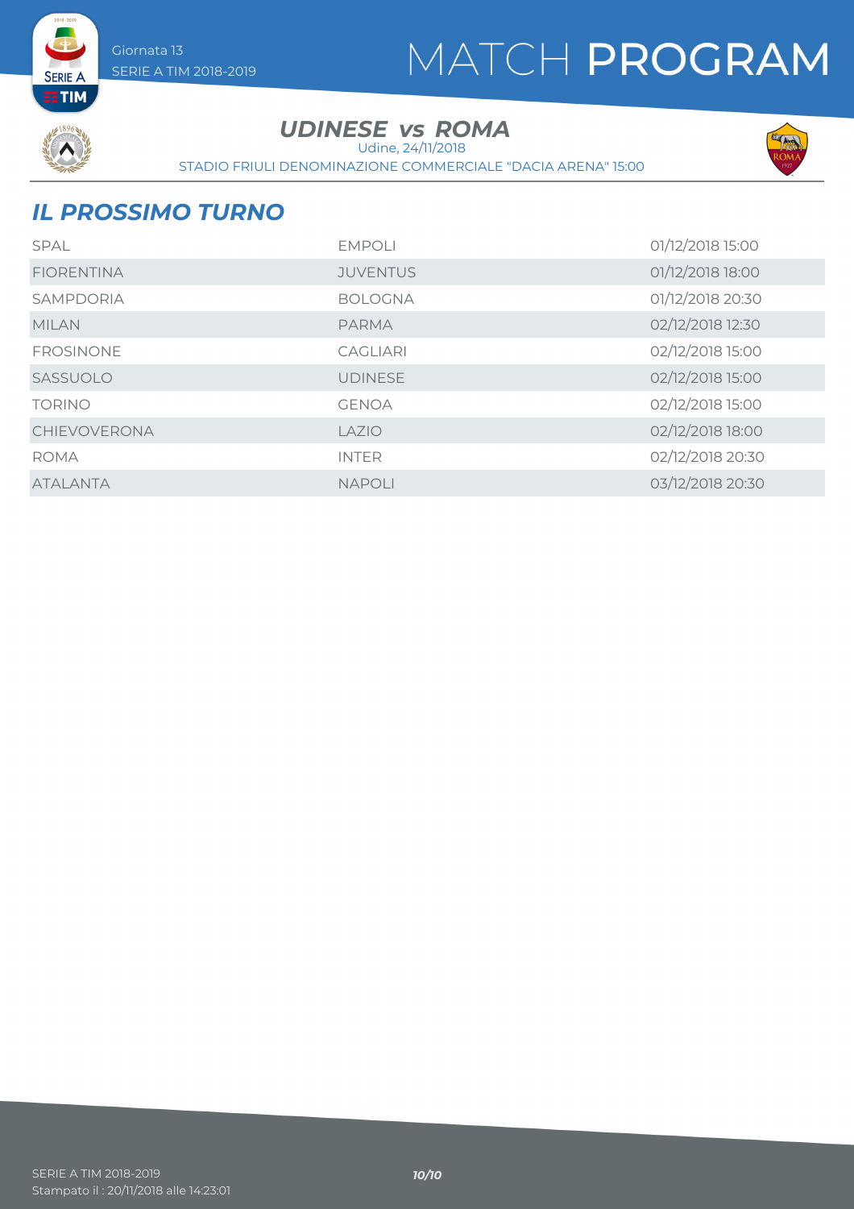Giornata 13
SERIE A TIM 2018-2019

# MATCH PROGRAM

## UDINESE vs ROMA

Udine, 24/11/2018

STADIO FRIULI DENOMINAZIONE COMMERCIALE "DACIA ARENA" 15:00

## IL PROSSIMO TURNO

| | | |
|---|---|---|
| SPAL | EMPOLI | 01/12/2018 15:00 |
| FIORENTINA | JUVENTUS | 01/12/2018 18:00 |
| SAMPDORIA | BOLOGNA | 01/12/2018 20:30 |
| MILAN | PARMA | 02/12/2018 12:30 |
| FROSINONE | CAGLIARI | 02/12/2018 15:00 |
| SASSUOLO | UDINESE | 02/12/2018 15:00 |
| TORINO | GENOA | 02/12/2018 15:00 |
| CHIEVOVERONA | LAZIO | 02/12/2018 18:00 |
| ROMA | INTER | 02/12/2018 20:30 |
| ATALANTA | NAPOLI | 03/12/2018 20:30 |

SERIE A TIM 2018-2019
Stampato il : 20/11/2018 alle 14:23:01